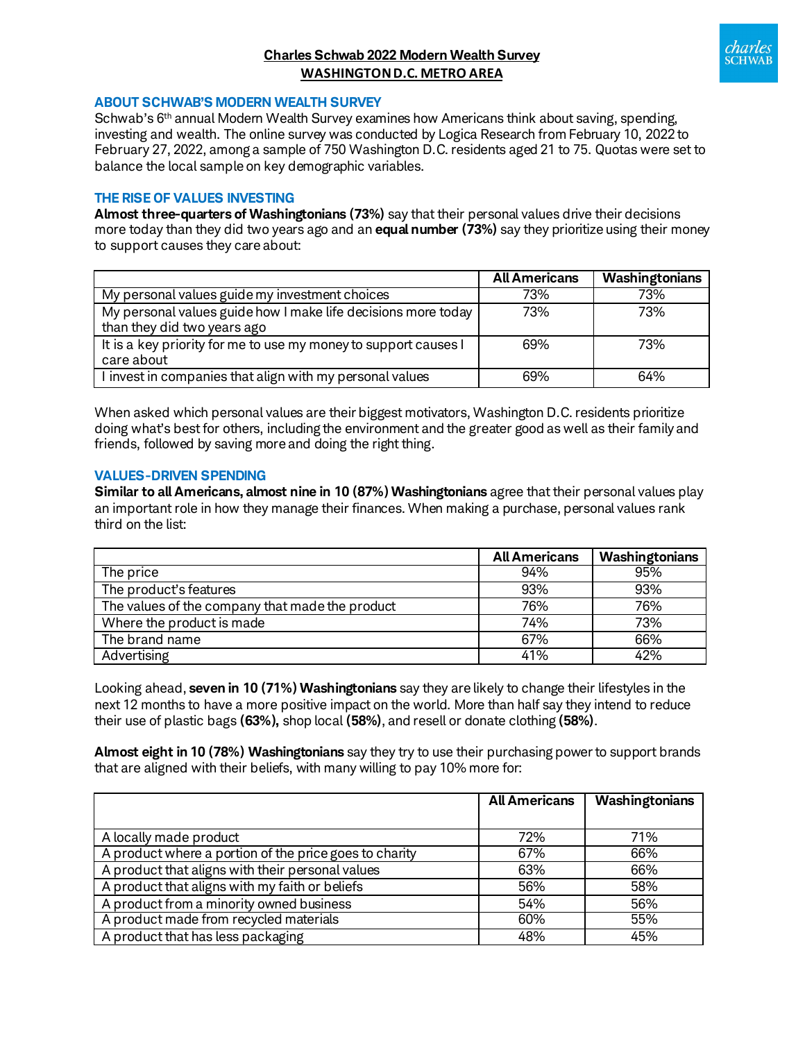# Charles Schwab 2022 Modern Wealth Survey
## WASHINGTON D.C. METRO AREA

### ABOUT SCHWAB'S MODERN WEALTH SURVEY

Schwab's 6th annual Modern Wealth Survey examines how Americans think about saving, spending, investing and wealth. The online survey was conducted by Logica Research from February 10, 2022 to February 27, 2022, among a sample of 750 Washington D.C. residents aged 21 to 75. Quotas were set to balance the local sample on key demographic variables.

### THE RISE OF VALUES INVESTING

**Almost three-quarters of Washingtonians (73%)** say that their personal values drive their decisions more today than they did two years ago and an **equal number (73%)** say they prioritize using their money to support causes they care about:

| | All Americans | Washingtonians |
|---|---|---|
| My personal values guide my investment choices | 73% | 73% |
| My personal values guide how I make life decisions more today than they did two years ago | 73% | 73% |
| It is a key priority for me to use my money to support causes I care about | 69% | 73% |
| I invest in companies that align with my personal values | 69% | 64% |

When asked which personal values are their biggest motivators, Washington D.C. residents prioritize doing what's best for others, including the environment and the greater good as well as their family and friends, followed by saving more and doing the right thing.

### VALUES-DRIVEN SPENDING

**Similar to all Americans, almost nine in 10 (87%) Washingtonians** agree that their personal values play an important role in how they manage their finances. When making a purchase, personal values rank third on the list:

| | All Americans | Washingtonians |
|---|---|---|
| The price | 94% | 95% |
| The product's features | 93% | 93% |
| The values of the company that made the product | 76% | 76% |
| Where the product is made | 74% | 73% |
| The brand name | 67% | 66% |
| Advertising | 41% | 42% |

Looking ahead, **seven in 10 (71%) Washingtonians** say they are likely to change their lifestyles in the next 12 months to have a more positive impact on the world. More than half say they intend to reduce their use of plastic bags **(63%),** shop local **(58%)**, and resell or donate clothing **(58%)**.

**Almost eight in 10 (78%) Washingtonians** say they try to use their purchasing power to support brands that are aligned with their beliefs, with many willing to pay 10% more for:

| | All Americans | Washingtonians |
|---|---|---|
| A locally made product | 72% | 71% |
| A product where a portion of the price goes to charity | 67% | 66% |
| A product that aligns with their personal values | 63% | 66% |
| A product that aligns with my faith or beliefs | 56% | 58% |
| A product from a minority owned business | 54% | 56% |
| A product made from recycled materials | 60% | 55% |
| A product that has less packaging | 48% | 45% |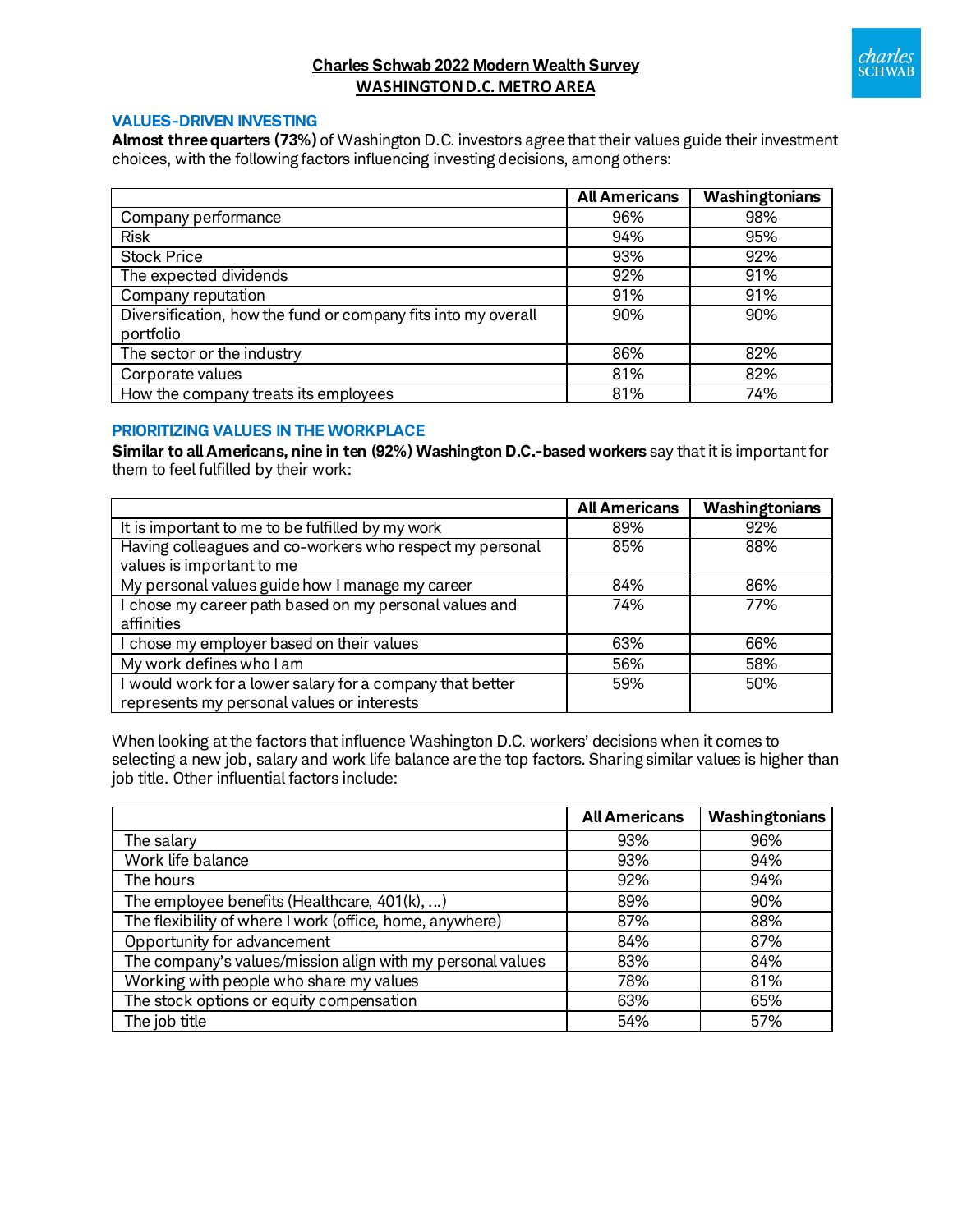# Charles Schwab 2022 Modern Wealth Survey
## WASHINGTON D.C. METRO AREA

### VALUES-DRIVEN INVESTING

**Almost three quarters (73%)** of Washington D.C. investors agree that their values guide their investment choices, with the following factors influencing investing decisions, among others:

| | All Americans | Washingtonians |
|---|---|---|
| Company performance | 96% | 98% |
| Risk | 94% | 95% |
| Stock Price | 93% | 92% |
| The expected dividends | 92% | 91% |
| Company reputation | 91% | 91% |
| Diversification, how the fund or company fits into my overall portfolio | 90% | 90% |
| The sector or the industry | 86% | 82% |
| Corporate values | 81% | 82% |
| How the company treats its employees | 81% | 74% |

### PRIORITIZING VALUES IN THE WORKPLACE

**Similar to all Americans, nine in ten (92%) Washington D.C.-based workers** say that it is important for them to feel fulfilled by their work:

| | All Americans | Washingtonians |
|---|---|---|
| It is important to me to be fulfilled by my work | 89% | 92% |
| Having colleagues and co-workers who respect my personal values is important to me | 85% | 88% |
| My personal values guide how I manage my career | 84% | 86% |
| I chose my career path based on my personal values and affinities | 74% | 77% |
| I chose my employer based on their values | 63% | 66% |
| My work defines who I am | 56% | 58% |
| I would work for a lower salary for a company that better represents my personal values or interests | 59% | 50% |

When looking at the factors that influence Washington D.C. workers' decisions when it comes to selecting a new job, salary and work life balance are the top factors. Sharing similar values is higher than job title. Other influential factors include:

| | All Americans | Washingtonians |
|---|---|---|
| The salary | 93% | 96% |
| Work life balance | 93% | 94% |
| The hours | 92% | 94% |
| The employee benefits (Healthcare, 401(k), ...) | 89% | 90% |
| The flexibility of where I work (office, home, anywhere) | 87% | 88% |
| Opportunity for advancement | 84% | 87% |
| The company's values/mission align with my personal values | 83% | 84% |
| Working with people who share my values | 78% | 81% |
| The stock options or equity compensation | 63% | 65% |
| The job title | 54% | 57% |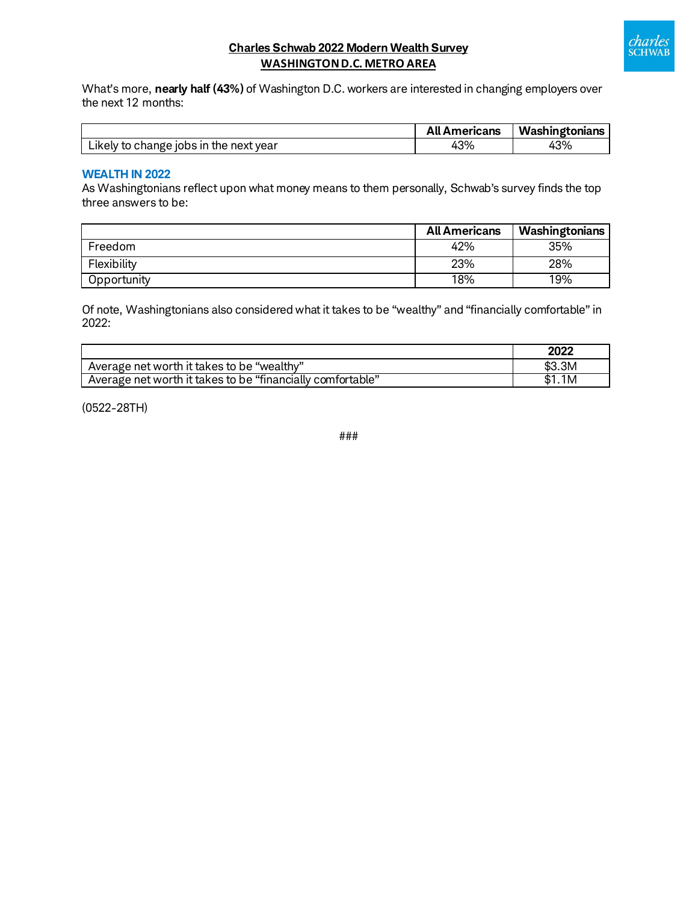**Charles Schwab 2022 Modern Wealth Survey**
**WASHINGTON D.C. METRO AREA**

What's more, **nearly half (43%)** of Washington D.C. workers are interested in changing employers over the next 12 months:

| | All Americans | Washingtonians |
|---|---|---|
| Likely to change jobs in the next year | 43% | 43% |

## WEALTH IN 2022

As Washingtonians reflect upon what money means to them personally, Schwab's survey finds the top three answers to be:

| | All Americans | Washingtonians |
|---|---|---|
| Freedom | 42% | 35% |
| Flexibility | 23% | 28% |
| Opportunity | 18% | 19% |

Of note, Washingtonians also considered what it takes to be "wealthy" and "financially comfortable" in 2022:

| | 2022 |
|---|---|
| Average net worth it takes to be "wealthy" | $3.3M |
| Average net worth it takes to be "financially comfortable" | $1.1M |

(0522-28TH)

###